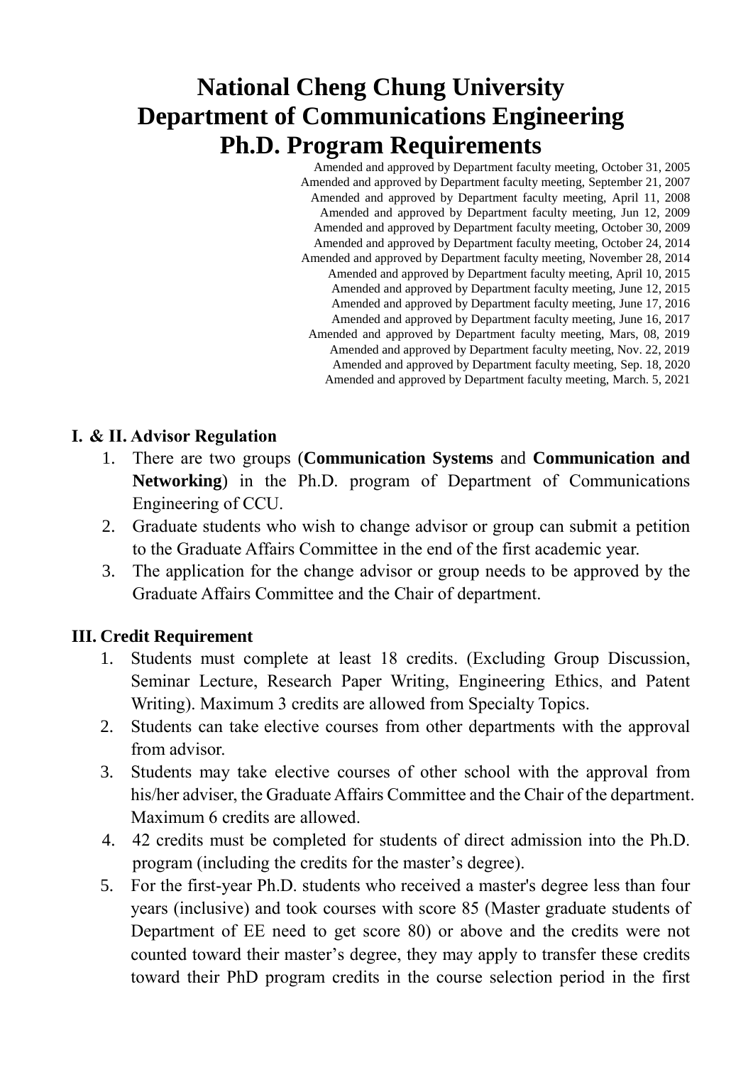# National Cheng Chung University
# Department of Communications Engineering
# Ph.D. Program Requirements

Amended and approved by Department faculty meeting, October 31, 2005
Amended and approved by Department faculty meeting, September 21, 2007
Amended and approved by Department faculty meeting, April 11, 2008
Amended and approved by Department faculty meeting, Jun 12, 2009
Amended and approved by Department faculty meeting, October 30, 2009
Amended and approved by Department faculty meeting, October 24, 2014
Amended and approved by Department faculty meeting, November 28, 2014
Amended and approved by Department faculty meeting, April 10, 2015
Amended and approved by Department faculty meeting, June 12, 2015
Amended and approved by Department faculty meeting, June 17, 2016
Amended and approved by Department faculty meeting, June 16, 2017
Amended and approved by Department faculty meeting, Mars, 08, 2019
Amended and approved by Department faculty meeting, Nov. 22, 2019
Amended and approved by Department faculty meeting, Sep. 18, 2020
Amended and approved by Department faculty meeting, March. 5, 2021

## I. & II. Advisor Regulation

1. There are two groups (**Communication Systems** and **Communication and Networking**) in the Ph.D. program of Department of Communications Engineering of CCU.
2. Graduate students who wish to change advisor or group can submit a petition to the Graduate Affairs Committee in the end of the first academic year.
3. The application for the change advisor or group needs to be approved by the Graduate Affairs Committee and the Chair of department.

## III. Credit Requirement

1. Students must complete at least 18 credits. (Excluding Group Discussion, Seminar Lecture, Research Paper Writing, Engineering Ethics, and Patent Writing). Maximum 3 credits are allowed from Specialty Topics.
2. Students can take elective courses from other departments with the approval from advisor.
3. Students may take elective courses of other school with the approval from his/her adviser, the Graduate Affairs Committee and the Chair of the department. Maximum 6 credits are allowed.
4. 42 credits must be completed for students of direct admission into the Ph.D. program (including the credits for the master's degree).
5. For the first-year Ph.D. students who received a master's degree less than four years (inclusive) and took courses with score 85 (Master graduate students of Department of EE need to get score 80) or above and the credits were not counted toward their master's degree, they may apply to transfer these credits toward their PhD program credits in the course selection period in the first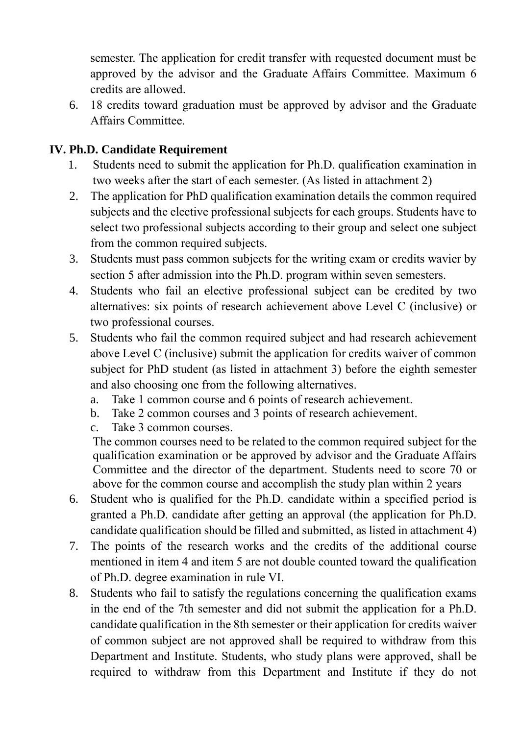semester. The application for credit transfer with requested document must be approved by the advisor and the Graduate Affairs Committee. Maximum 6 credits are allowed.

6. 18 credits toward graduation must be approved by advisor and the Graduate Affairs Committee.

## IV. Ph.D. Candidate Requirement

1. Students need to submit the application for Ph.D. qualification examination in two weeks after the start of each semester. (As listed in attachment 2)
2. The application for PhD qualification examination details the common required subjects and the elective professional subjects for each groups. Students have to select two professional subjects according to their group and select one subject from the common required subjects.
3. Students must pass common subjects for the writing exam or credits wavier by section 5 after admission into the Ph.D. program within seven semesters.
4. Students who fail an elective professional subject can be credited by two alternatives: six points of research achievement above Level C (inclusive) or two professional courses.
5. Students who fail the common required subject and had research achievement above Level C (inclusive) submit the application for credits waiver of common subject for PhD student (as listed in attachment 3) before the eighth semester and also choosing one from the following alternatives.
   a. Take 1 common course and 6 points of research achievement.
   b. Take 2 common courses and 3 points of research achievement.
   c. Take 3 common courses.

   The common courses need to be related to the common required subject for the qualification examination or be approved by advisor and the Graduate Affairs Committee and the director of the department. Students need to score 70 or above for the common course and accomplish the study plan within 2 years
6. Student who is qualified for the Ph.D. candidate within a specified period is granted a Ph.D. candidate after getting an approval (the application for Ph.D. candidate qualification should be filled and submitted, as listed in attachment 4)
7. The points of the research works and the credits of the additional course mentioned in item 4 and item 5 are not double counted toward the qualification of Ph.D. degree examination in rule VI.
8. Students who fail to satisfy the regulations concerning the qualification exams in the end of the 7th semester and did not submit the application for a Ph.D. candidate qualification in the 8th semester or their application for credits waiver of common subject are not approved shall be required to withdraw from this Department and Institute. Students, who study plans were approved, shall be required to withdraw from this Department and Institute if they do not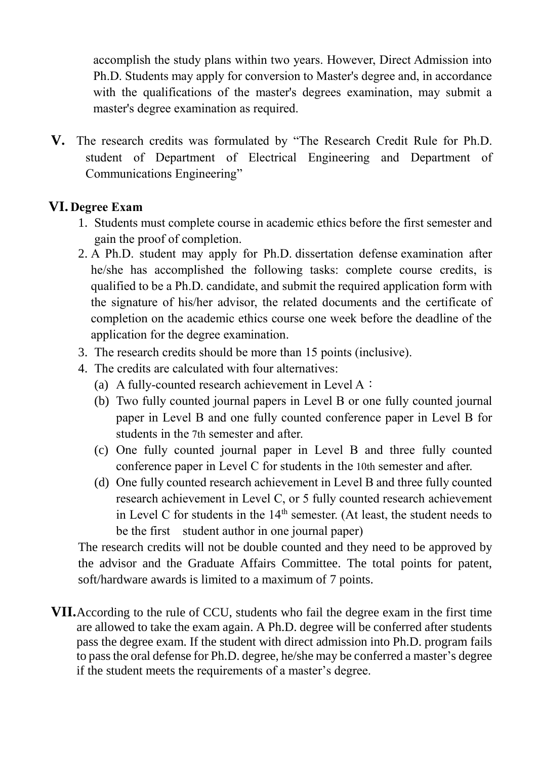accomplish the study plans within two years. However, Direct Admission into Ph.D. Students may apply for conversion to Master's degree and, in accordance with the qualifications of the master's degrees examination, may submit a master's degree examination as required.

**V.** The research credits was formulated by "The Research Credit Rule for Ph.D. student of Department of Electrical Engineering and Department of Communications Engineering"

## VI. Degree Exam

1. Students must complete course in academic ethics before the first semester and gain the proof of completion.
2. A Ph.D. student may apply for Ph.D. dissertation defense examination after he/she has accomplished the following tasks: complete course credits, is qualified to be a Ph.D. candidate, and submit the required application form with the signature of his/her advisor, the related documents and the certificate of completion on the academic ethics course one week before the deadline of the application for the degree examination.
3. The research credits should be more than 15 points (inclusive).
4. The credits are calculated with four alternatives:
   (a) A fully-counted research achievement in Level A：
   (b) Two fully counted journal papers in Level B or one fully counted journal paper in Level B and one fully counted conference paper in Level B for students in the 7th semester and after.
   (c) One fully counted journal paper in Level B and three fully counted conference paper in Level C for students in the 10th semester and after.
   (d) One fully counted research achievement in Level B and three fully counted research achievement in Level C, or 5 fully counted research achievement in Level C for students in the 14th semester. (At least, the student needs to be the first student author in one journal paper)

The research credits will not be double counted and they need to be approved by the advisor and the Graduate Affairs Committee. The total points for patent, soft/hardware awards is limited to a maximum of 7 points.

**VII.** According to the rule of CCU, students who fail the degree exam in the first time are allowed to take the exam again. A Ph.D. degree will be conferred after students pass the degree exam. If the student with direct admission into Ph.D. program fails to pass the oral defense for Ph.D. degree, he/she may be conferred a master's degree if the student meets the requirements of a master's degree.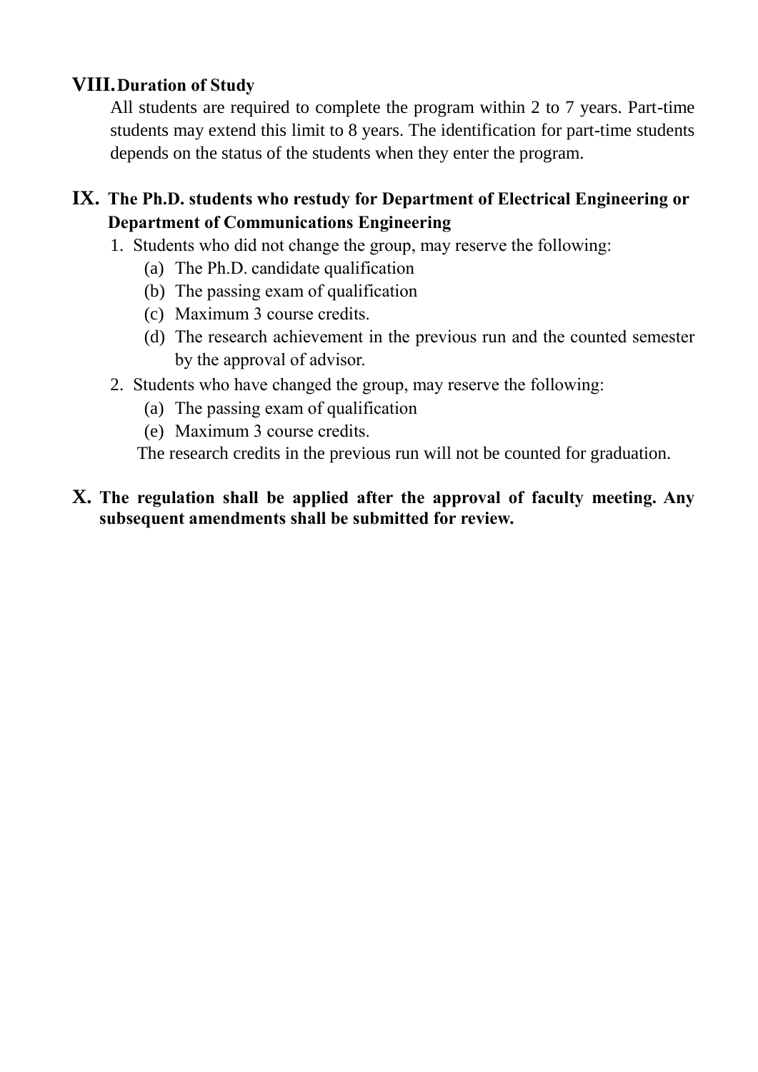## VIII. Duration of Study

All students are required to complete the program within 2 to 7 years. Part-time students may extend this limit to 8 years. The identification for part-time students depends on the status of the students when they enter the program.

## IX. The Ph.D. students who restudy for Department of Electrical Engineering or Department of Communications Engineering

1. Students who did not change the group, may reserve the following:
   - (a) The Ph.D. candidate qualification
   - (b) The passing exam of qualification
   - (c) Maximum 3 course credits.
   - (d) The research achievement in the previous run and the counted semester by the approval of advisor.
2. Students who have changed the group, may reserve the following:
   - (a) The passing exam of qualification
   - (e) Maximum 3 course credits.

   The research credits in the previous run will not be counted for graduation.

## X. The regulation shall be applied after the approval of faculty meeting. Any subsequent amendments shall be submitted for review.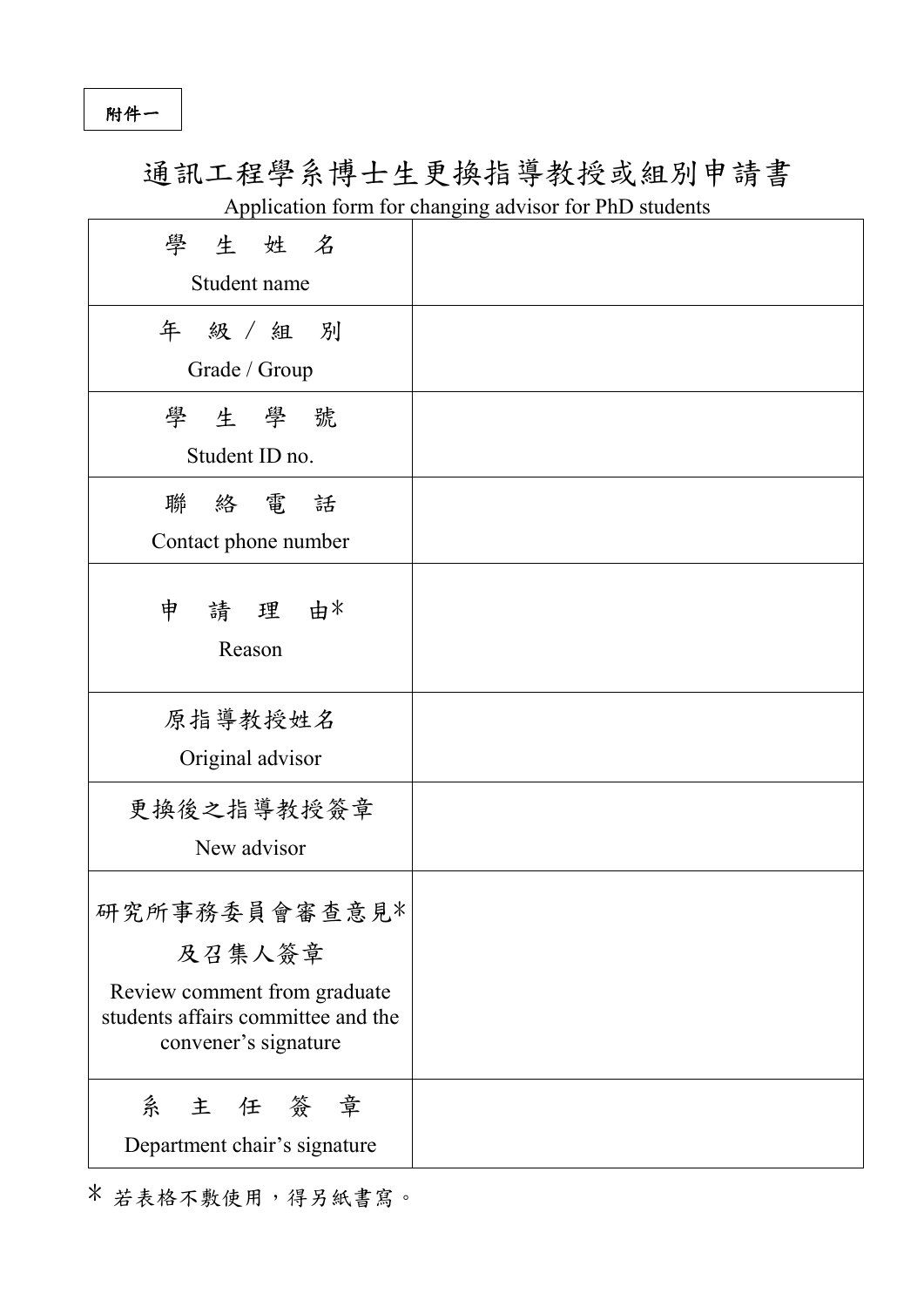附件一

# 通訊工程學系博士生更換指導教授或組別申請書

Application form for changing advisor for PhD students

| 學生姓名<br>Student name | |
|---|---|
| 年級／組別<br>Grade / Group | |
| 學生學號<br>Student ID no. | |
| 聯絡電話<br>Contact phone number | |
| 申請理由*<br>Reason | |
| 原指導教授姓名<br>Original advisor | |
| 更換後之指導教授簽章<br>New advisor | |
| 研究所事務委員會審查意見*及召集人簽章<br>Review comment from graduate students affairs committee and the convener's signature | |
| 系主任簽章<br>Department chair's signature | |

* 若表格不敷使用，得另紙書寫。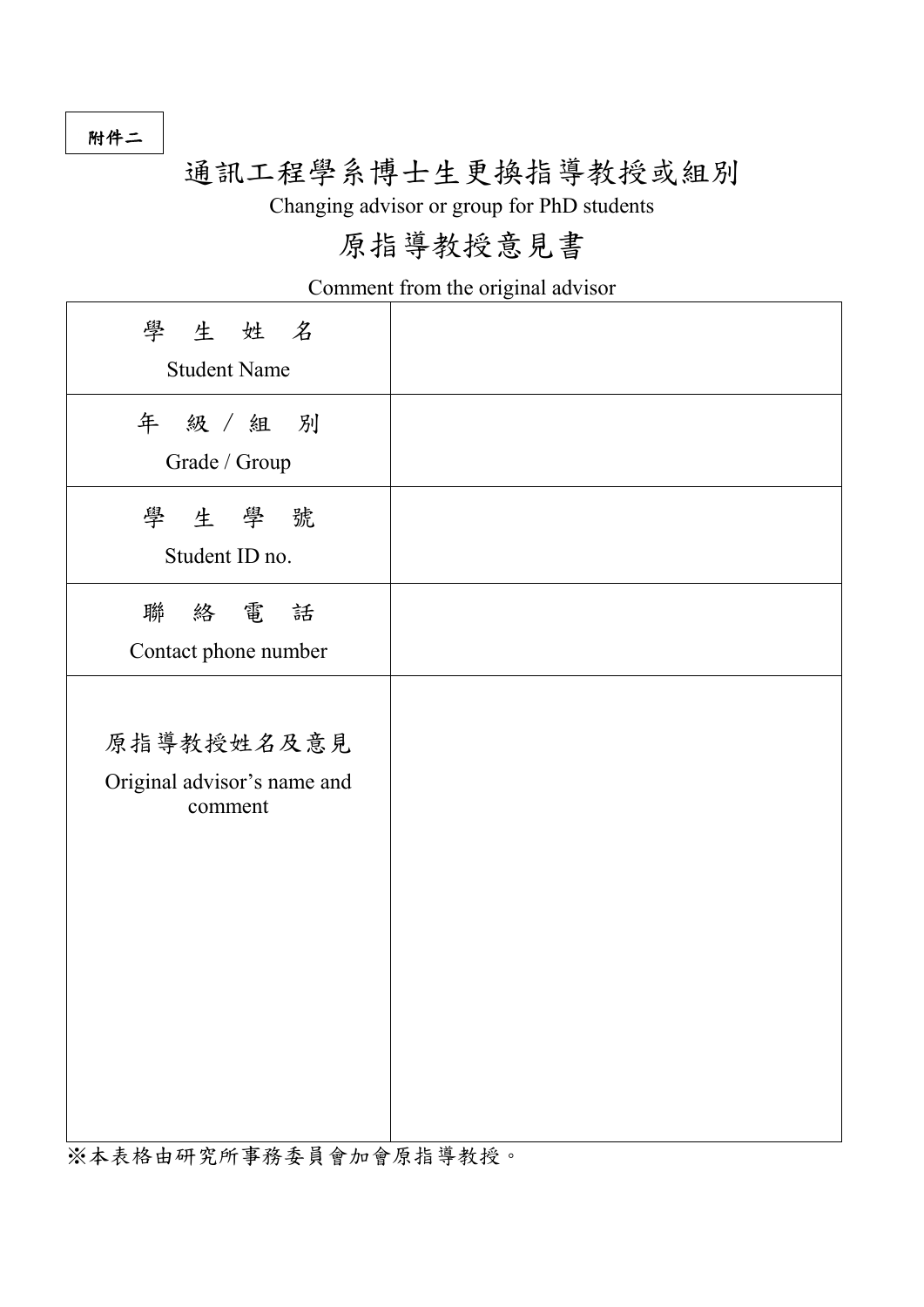附件二

# 通訊工程學系博士生更換指導教授或組別

Changing advisor or group for PhD students

## 原指導教授意見書

Comment from the original advisor

| 學 生 姓 名<br>Student Name | |
|---|---|
| 年 級 / 組 別<br>Grade / Group | |
| 學 生 學 號<br>Student ID no. | |
| 聯 絡 電 話<br>Contact phone number | |
| 原指導教授姓名及意見<br>Original advisor’s name and comment | |

※本表格由研究所事務委員會加會原指導教授。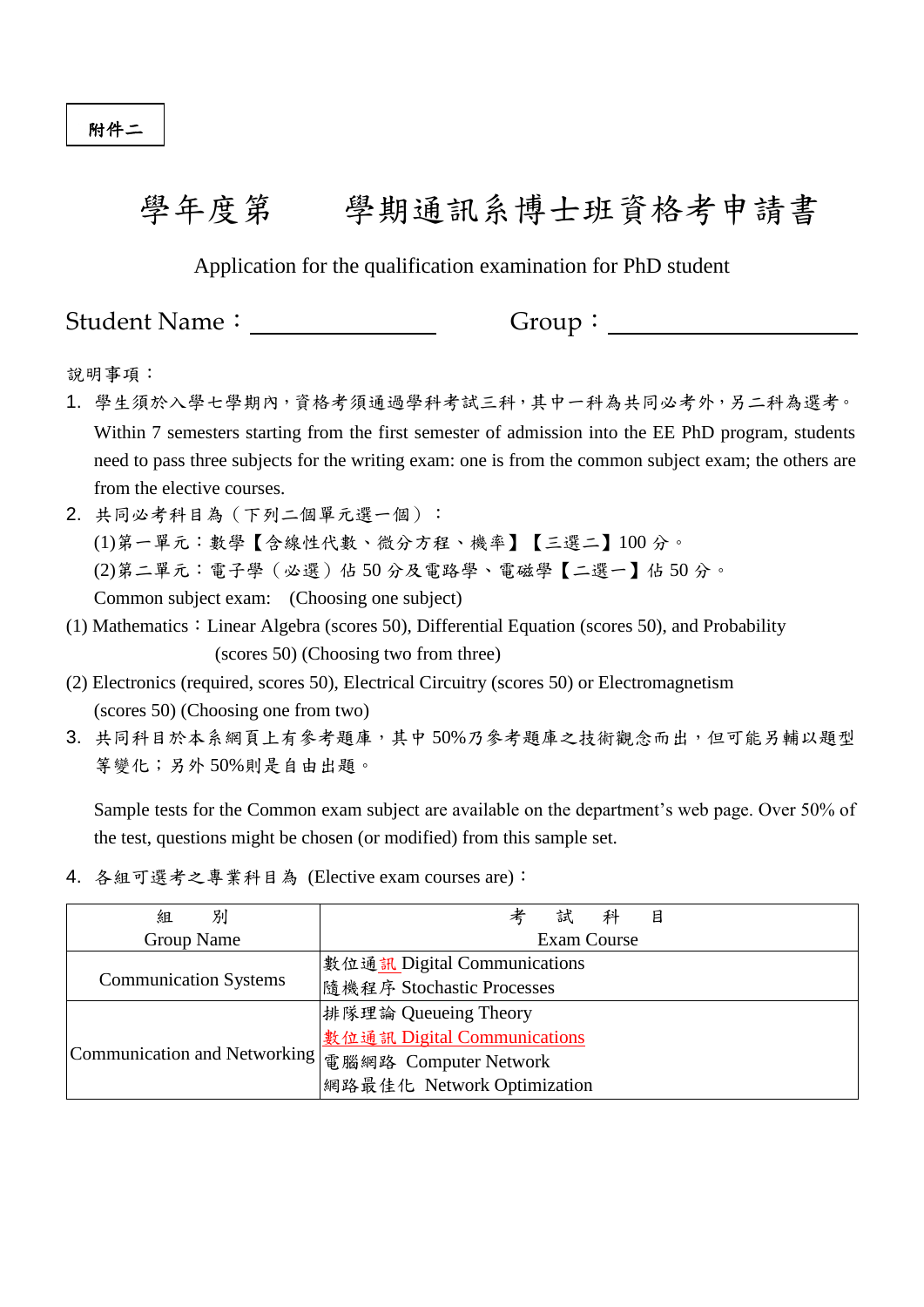附件二

# 學年度第　　學期通訊系博士班資格考申請書

Application for the qualification examination for PhD student

Student Name：＿＿＿＿＿＿＿＿　　Group：＿＿＿＿＿＿＿＿＿＿

說明事項：

1. 學生須於入學七學期內，資格考須通過學科考試三科，其中一科為共同必考外，另二科為選考。
   Within 7 semesters starting from the first semester of admission into the EE PhD program, students need to pass three subjects for the writing exam: one is from the common subject exam; the others are from the elective courses.
2. 共同必考科目為（下列二個單元選一個）：
   (1)第一單元：數學【含線性代數、微分方程、機率】【三選二】100 分。
   (2)第二單元：電子學（必選）佔 50 分及電路學、電磁學【二選一】佔 50 分。
   Common subject exam:　(Choosing one subject)
   (1) Mathematics：Linear Algebra (scores 50), Differential Equation (scores 50), and Probability (scores 50) (Choosing two from three)
   (2) Electronics (required, scores 50), Electrical Circuitry (scores 50) or Electromagnetism (scores 50) (Choosing one from two)
3. 共同科目於本系網頁上有參考題庫，其中 50%乃參考題庫之技術觀念而出，但可能另輔以題型等變化；另外 50%則是自由出題。

   Sample tests for the Common exam subject are available on the department's web page. Over 50% of the test, questions might be chosen (or modified) from this sample set.
4. 各組可選考之專業科目為 (Elective exam courses are)：

| 組　別<br>Group Name | 考　試　科　目<br>Exam Course |
|---|---|
| Communication Systems | 數位通訊 Digital Communications<br>隨機程序 Stochastic Processes |
| Communication and Networking | 排隊理論 Queueing Theory<br>數位通訊 Digital Communications<br>電腦網路 Computer Network<br>網路最佳化 Network Optimization |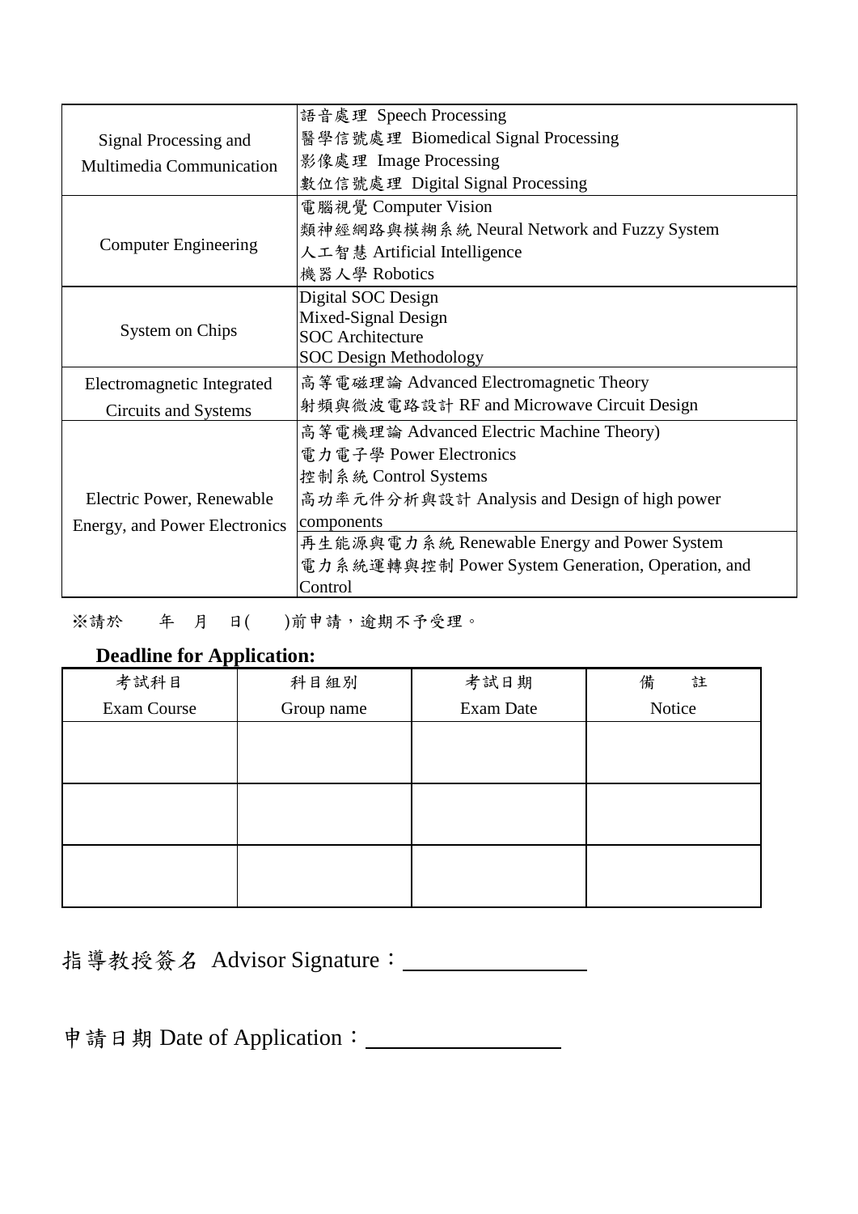| | |
|---|---|
| Signal Processing and Multimedia Communication | 語音處理 Speech Processing<br>醫學信號處理 Biomedical Signal Processing<br>影像處理 Image Processing<br>數位信號處理 Digital Signal Processing |
| Computer Engineering | 電腦視覺 Computer Vision<br>類神經網路與模糊系統 Neural Network and Fuzzy System<br>人工智慧 Artificial Intelligence<br>機器人學 Robotics |
| System on Chips | Digital SOC Design<br>Mixed-Signal Design<br>SOC Architecture<br>SOC Design Methodology |
| Electromagnetic Integrated Circuits and Systems | 高等電磁理論 Advanced Electromagnetic Theory<br>射頻與微波電路設計 RF and Microwave Circuit Design |
| Electric Power, Renewable Energy, and Power Electronics | 高等電機理論 Advanced Electric Machine Theory)<br>電力電子學 Power Electronics<br>控制系統 Control Systems<br>高功率元件分析與設計 Analysis and Design of high power components<br>再生能源與電力系統 Renewable Energy and Power System<br>電力系統運轉與控制 Power System Generation, Operation, and Control |

※請於　　年　月　日(　　)前申請，逾期不予受理。

**Deadline for Application:**

| 考試科目<br>Exam Course | 科目組別<br>Group name | 考試日期<br>Exam Date | 備　　註<br>Notice |
|---|---|---|---|
| | | | |
| | | | |
| | | | |

指導教授簽名 Advisor Signature：________________

申請日期 Date of Application：________________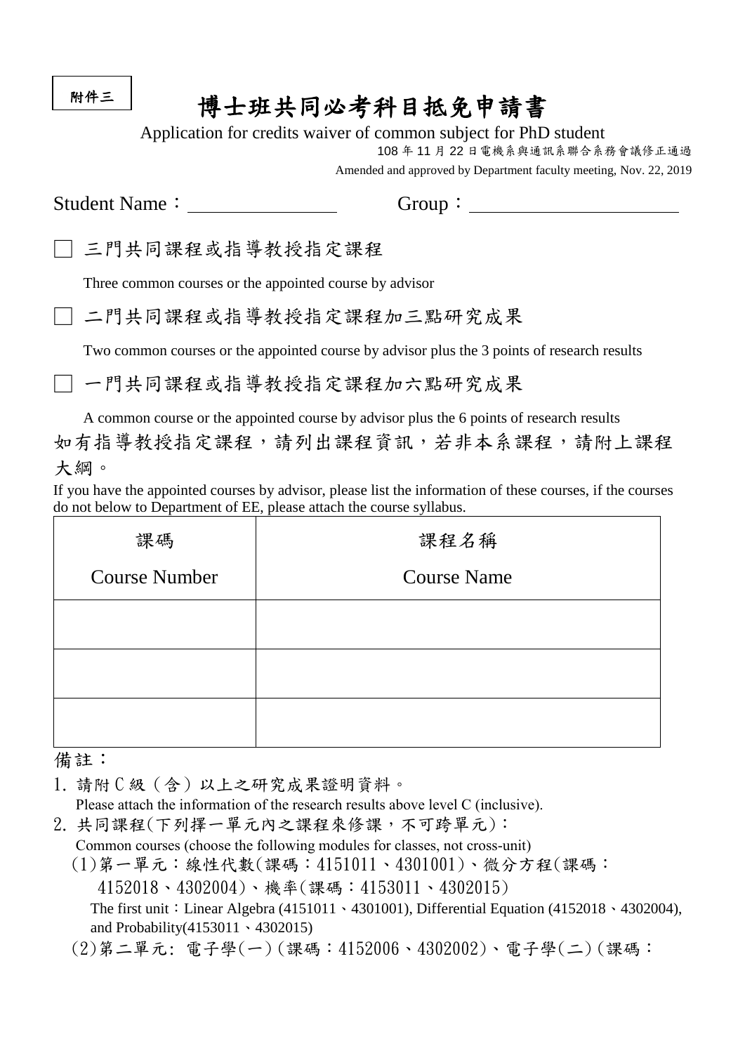附件三

# 博士班共同必考科目抵免申請書

Application for credits waiver of common subject for PhD student

108 年 11 月 22 日電機系與通訊系聯合系務會議修正通過

Amended and approved by Department faculty meeting, Nov. 22, 2019

Student Name：＿＿＿＿＿＿＿＿　　Group：＿＿＿＿＿＿＿＿＿＿＿

☐ 三門共同課程或指導教授指定課程

Three common courses or the appointed course by advisor

☐ 二門共同課程或指導教授指定課程加三點研究成果

Two common courses or the appointed course by advisor plus the 3 points of research results

☐ 一門共同課程或指導教授指定課程加六點研究成果

A common course or the appointed course by advisor plus the 6 points of research results

如有指導教授指定課程，請列出課程資訊，若非本系課程，請附上課程大綱。

If you have the appointed courses by advisor, please list the information of these courses, if the courses do not below to Department of EE, please attach the course syllabus.

| 課碼<br>Course Number | 課程名稱<br>Course Name |
|---|---|
| | |
| | |
| | |

備註：

1. 請附 C 級（含）以上之研究成果證明資料。
   Please attach the information of the research results above level C (inclusive).
2. 共同課程(下列擇一單元內之課程來修課，不可跨單元)：
   Common courses (choose the following modules for classes, not cross-unit)
   (1)第一單元：線性代數(課碼：4151011、4301001)、微分方程(課碼：4152018、4302004)、機率(課碼：4153011、4302015)
   The first unit：Linear Algebra (4151011、4301001), Differential Equation (4152018、4302004), and Probability(4153011、4302015)
   (2)第二單元: 電子學(一)(課碼：4152006、4302002)、電子學(二)(課碼：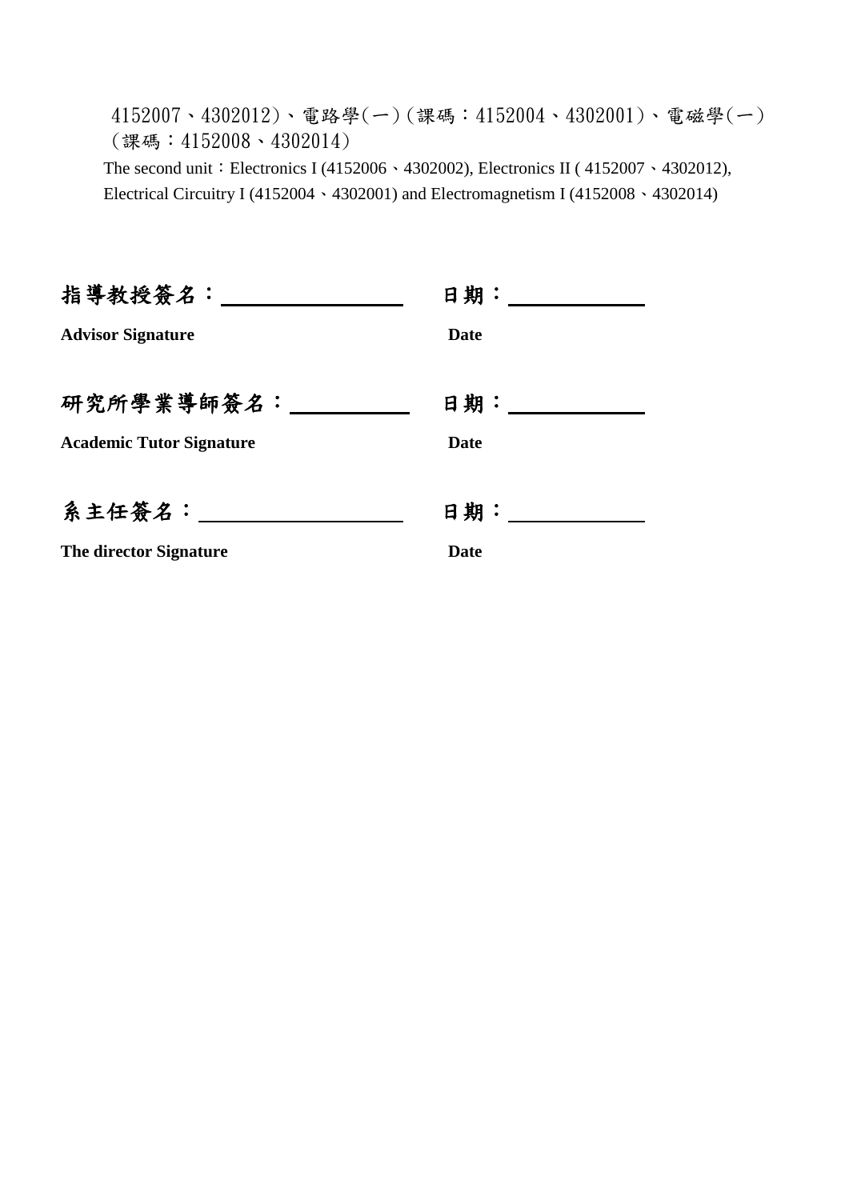4152007、4302012)、電路學(一)(課碼：4152004、4302001)、電磁學(一)(課碼：4152008、4302014)

The second unit：Electronics I (4152006、4302002), Electronics II ( 4152007、4302012), Electrical Circuitry I (4152004、4302001) and Electromagnetism I (4152008、4302014)

**指導教授簽名：**\_\_\_\_\_\_\_\_\_\_\_\_\_\_\_\_ **日期：**\_\_\_\_\_\_\_\_\_\_\_\_

**Advisor Signature** **Date**

**研究所學業導師簽名：**\_\_\_\_\_\_\_\_\_\_ **日期：**\_\_\_\_\_\_\_\_\_\_\_\_

**Academic Tutor Signature** **Date**

**系主任簽名：**\_\_\_\_\_\_\_\_\_\_\_\_\_\_\_\_\_\_ **日期：**\_\_\_\_\_\_\_\_\_\_\_\_

**The director Signature** **Date**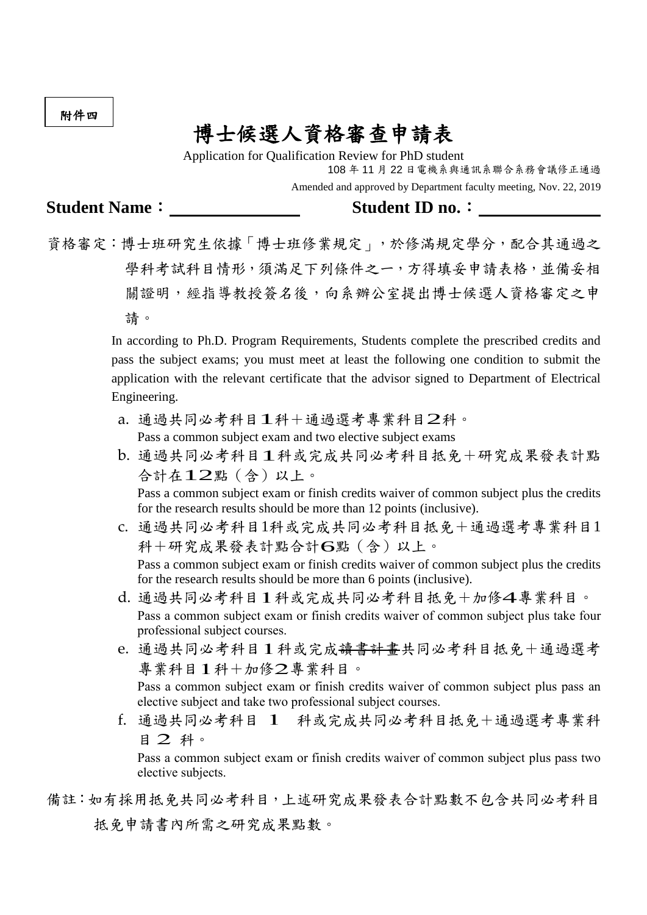附件四

# 博士候選人資格審查申請表

Application for Qualification Review for PhD student

108 年 11 月 22 日電機系與通訊系聯合系務會議修正通過

Amended and approved by Department faculty meeting, Nov. 22, 2019

**Student Name：** ______________ **Student ID no.：** ______________

資格審定：博士班研究生依據「博士班修業規定」，於修滿規定學分，配合其通過之學科考試科目情形，須滿足下列條件之一，方得填妥申請表格，並備妥相關證明，經指導教授簽名後，向系辦公室提出博士候選人資格審定之申請。

In according to Ph.D. Program Requirements, Students complete the prescribed credits and pass the subject exams; you must meet at least the following one condition to submit the application with the relevant certificate that the advisor signed to Department of Electrical Engineering.

a. 通過共同必考科目１科＋通過選考專業科目２科。
   Pass a common subject exam and two elective subject exams

b. 通過共同必考科目１科或完成共同必考科目抵免＋研究成果發表計點合計在１２點（含）以上。
   Pass a common subject exam or finish credits waiver of common subject plus the credits for the research results should be more than 12 points (inclusive).

c. 通過共同必考科目1科或完成共同必考科目抵免＋通過選考專業科目1科＋研究成果發表計點合計６點（含）以上。
   Pass a common subject exam or finish credits waiver of common subject plus the credits for the research results should be more than 6 points (inclusive).

d. 通過共同必考科目１科或完成共同必考科目抵免＋加修４專業科目。
   Pass a common subject exam or finish credits waiver of common subject plus take four professional subject courses.

e. 通過共同必考科目１科或完成~~讀書計畫~~共同必考科目抵免＋通過選考專業科目１科＋加修２專業科目。
   Pass a common subject exam or finish credits waiver of common subject plus pass an elective subject and take two professional subject courses.

f. 通過共同必考科目 １ 科或完成共同必考科目抵免＋通過選考專業科目２ 科。
   Pass a common subject exam or finish credits waiver of common subject plus pass two elective subjects.

備註：如有採用抵免共同必考科目，上述研究成果發表合計點數不包含共同必考科目抵免申請書內所需之研究成果點數。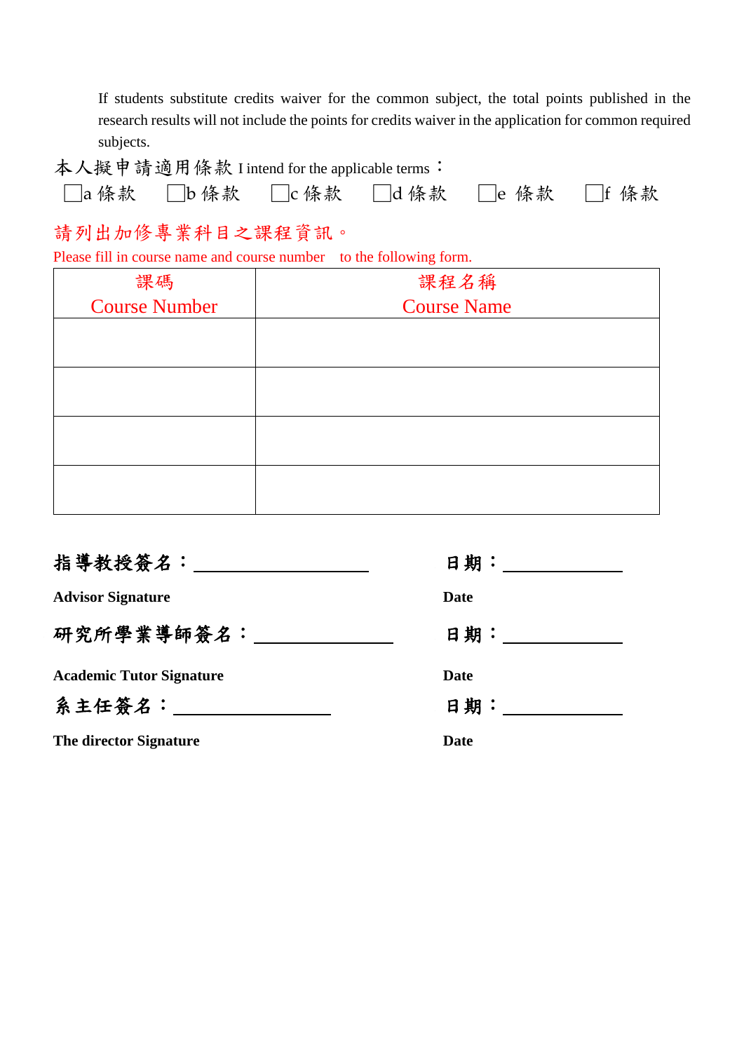If students substitute credits waiver for the common subject, the total points published in the research results will not include the points for credits waiver in the application for common required subjects.

本人擬申請適用條款 I intend for the applicable terms：

☐a 條款　☐b 條款　☐c 條款　☐d 條款　☐e 條款　☐f 條款

請列出加修專業科目之課程資訊。

Please fill in course name and course number to the following form.

| 課碼<br>Course Number | 課程名稱<br>Course Name |
|---|---|
| | |
| | |
| | |
| | |

**指導教授簽名：\_\_\_\_\_\_\_\_\_\_\_\_\_\_\_\_\_\_\_\_**　　**日期：\_\_\_\_\_\_\_\_\_\_\_\_\_\_**

**Advisor Signature**　　**Date**

**研究所學業導師簽名：\_\_\_\_\_\_\_\_\_\_\_\_\_\_\_\_**　　**日期：\_\_\_\_\_\_\_\_\_\_\_\_\_\_**

**Academic Tutor Signature**　　**Date**

**系主任簽名：\_\_\_\_\_\_\_\_\_\_\_\_\_\_\_\_\_\_**　　**日期：\_\_\_\_\_\_\_\_\_\_\_\_\_\_**

**The director Signature**　　**Date**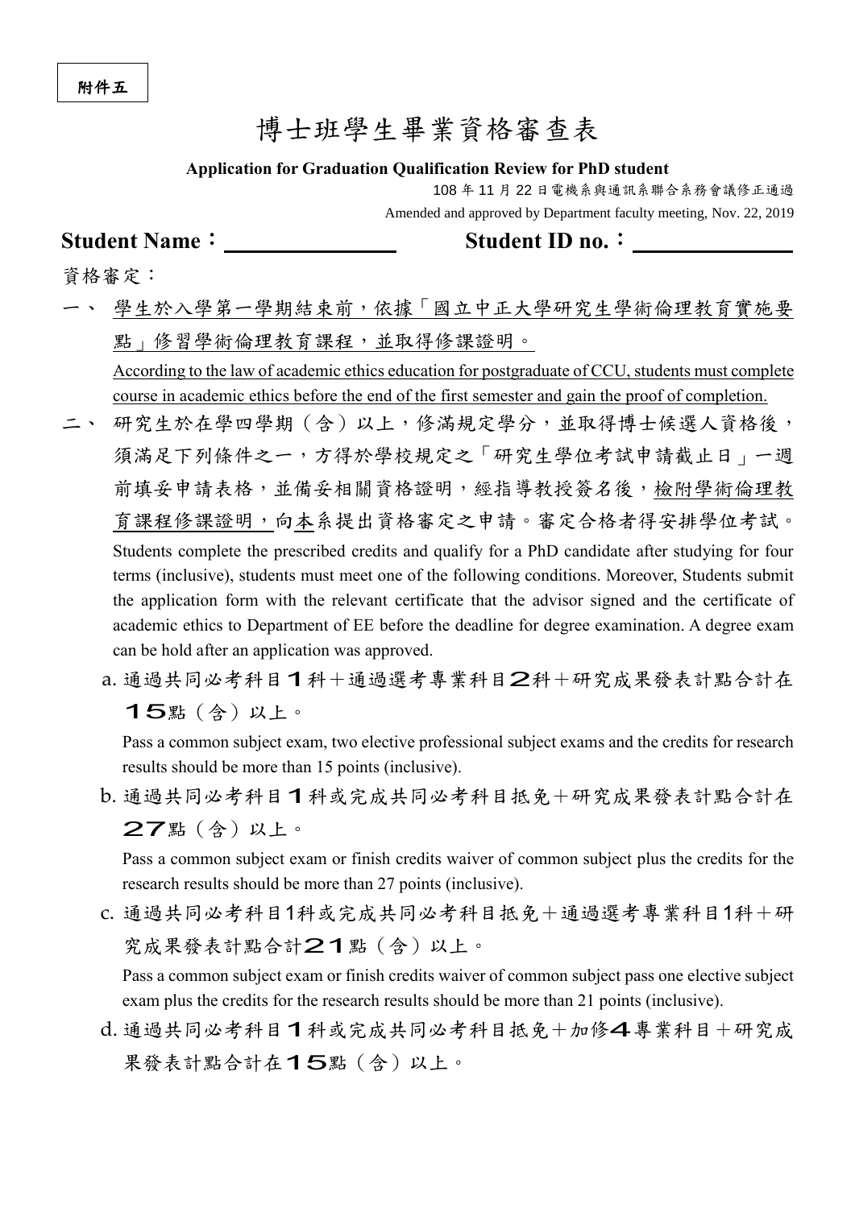附件五

# 博士班學生畢業資格審查表

**Application for Graduation Qualification Review for PhD student**

108 年 11 月 22 日電機系與通訊系聯合系務會議修正通過

Amended and approved by Department faculty meeting, Nov. 22, 2019

**Student Name：________________　　Student ID no.：______________**

資格審定：

一、 學生於入學第一學期結束前，依據「國立中正大學研究生學術倫理教育實施要點」修習學術倫理教育課程，並取得修課證明。

According to the law of academic ethics education for postgraduate of CCU, students must complete course in academic ethics before the end of the first semester and gain the proof of completion.

二、 研究生於在學四學期（含）以上，修滿規定學分，並取得博士候選人資格後，須滿足下列條件之一，方得於學校規定之「研究生學位考試申請截止日」一週前填妥申請表格，並備妥相關資格證明，經指導教授簽名後，檢附學術倫理教育課程修課證明，向本系提出資格審定之申請。審定合格者得安排學位考試。

Students complete the prescribed credits and qualify for a PhD candidate after studying for four terms (inclusive), students must meet one of the following conditions. Moreover, Students submit the application form with the relevant certificate that the advisor signed and the certificate of academic ethics to Department of EE before the deadline for degree examination. A degree exam can be hold after an application was approved.

a. 通過共同必考科目１科＋通過選考專業科目２科＋研究成果發表計點合計在１５點（含）以上。

Pass a common subject exam, two elective professional subject exams and the credits for research results should be more than 15 points (inclusive).

b. 通過共同必考科目１科或完成共同必考科目抵免＋研究成果發表計點合計在２７點（含）以上。

Pass a common subject exam or finish credits waiver of common subject plus the credits for the research results should be more than 27 points (inclusive).

c. 通過共同必考科目1科或完成共同必考科目抵免＋通過選考專業科目1科＋研究成果發表計點合計２１點（含）以上。

Pass a common subject exam or finish credits waiver of common subject pass one elective subject exam plus the credits for the research results should be more than 21 points (inclusive).

d. 通過共同必考科目１科或完成共同必考科目抵免＋加修４專業科目＋研究成果發表計點合計在１５點（含）以上。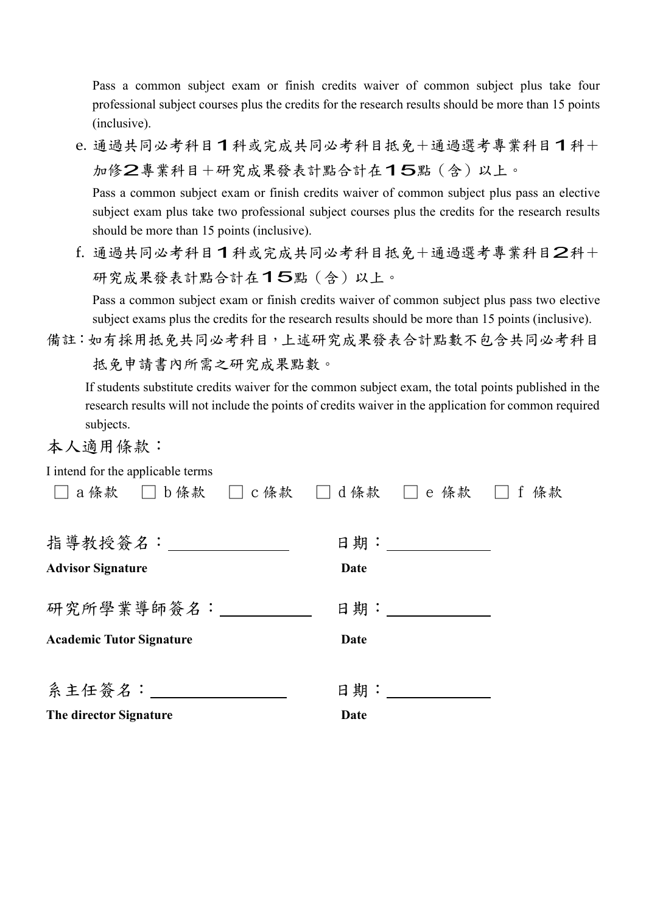Pass a common subject exam or finish credits waiver of common subject plus take four professional subject courses plus the credits for the research results should be more than 15 points (inclusive).

e. 通過共同必考科目１科或完成共同必考科目抵免＋通過選考專業科目１科＋加修２專業科目＋研究成果發表計點合計在１５點（含）以上。

Pass a common subject exam or finish credits waiver of common subject plus pass an elective subject exam plus take two professional subject courses plus the credits for the research results should be more than 15 points (inclusive).

f. 通過共同必考科目１科或完成共同必考科目抵免＋通過選考專業科目２科＋研究成果發表計點合計在１５點（含）以上。

Pass a common subject exam or finish credits waiver of common subject plus pass two elective subject exams plus the credits for the research results should be more than 15 points (inclusive).

備註：如有採用抵免共同必考科目，上述研究成果發表合計點數不包含共同必考科目抵免申請書內所需之研究成果點數。

If students substitute credits waiver for the common subject exam, the total points published in the research results will not include the points of credits waiver in the application for common required subjects.

本人適用條款：

I intend for the applicable terms

☐ a 條款　☐ b 條款　☐ c 條款　☐ d 條款　☐ e 條款　☐ f 條款

指導教授簽名：________________　日期：______________

**Advisor Signature**　**Date**

研究所學業導師簽名：____________　日期：______________

**Academic Tutor Signature**　**Date**

系主任簽名：__________________　日期：______________

**The director Signature**　**Date**